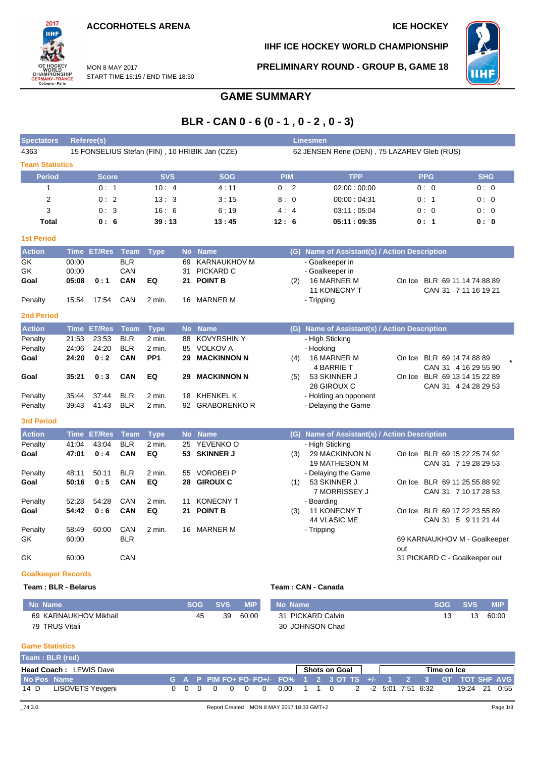**ACCORHOTELS ARENA** | **ICE HOCKEY**

**IIHF ICE HOCKEY WORLD CHAMPIONSHIP**

MON 8 MAY 2017
START TIME 16:15 / END TIME 18:30

**PRELIMINARY ROUND - GROUP B, GAME 18**

# GAME SUMMARY

## BLR - CAN 0 - 6 (0 - 1 , 0 - 2 , 0 - 3)

| Spectators | Referee(s) | Linesmen |
|---|---|---|
| 4363 | 15 FONSELIUS Stefan (FIN) , 10 HRIBIK Jan (CZE) | 62 JENSEN Rene (DEN) , 75 LAZAREV Gleb (RUS) |

### Team Statistics

| Period | Score | SVS | SOG | PIM | TPP | PPG | SHG |
|---|---|---|---|---|---|---|---|
| 1 | 0 : 1 | 10 : 4 | 4 : 11 | 0 : 2 | 02:00 : 00:00 | 0 : 0 | 0 : 0 |
| 2 | 0 : 2 | 13 : 3 | 3 : 15 | 8 : 0 | 00:00 : 04:31 | 0 : 1 | 0 : 0 |
| 3 | 0 : 3 | 16 : 6 | 6 : 19 | 4 : 4 | 03:11 : 05:04 | 0 : 0 | 0 : 0 |
| **Total** | **0 : 6** | **39 : 13** | **13 : 45** | **12 : 6** | **05:11 : 09:35** | **0 : 1** | **0 : 0** |

### 1st Period

| Action | Time | ET/Res | Team | Type | No | Name | (G) | Name of Assistant(s) / Action Description | On Ice |
|---|---|---|---|---|---|---|---|---|---|
| GK | 00:00 | | BLR | | 69 | KARNAUKHOV M | | - Goalkeeper in | |
| GK | 00:00 | | CAN | | 31 | PICKARD C | | - Goalkeeper in | |
| **Goal** | **05:08** | **0 : 1** | **CAN** | **EQ** | **21** | **POINT B** | (2) | 16 MARNER M<br>11 KONECNY T | On Ice BLR 69 11 14 74 88 89<br>CAN 31 7 11 16 19 21 |
| Penalty | 15:54 | 17:54 | CAN | 2 min. | 16 | MARNER M | | - Tripping | |

### 2nd Period

| Action | Time | ET/Res | Team | Type | No | Name | (G) | Name of Assistant(s) / Action Description | On Ice |
|---|---|---|---|---|---|---|---|---|---|
| Penalty | 21:53 | 23:53 | BLR | 2 min. | 88 | KOVYRSHIN Y | | - High Sticking | |
| Penalty | 24:06 | 24:20 | BLR | 2 min. | 85 | VOLKOV A | | - Hooking | |
| **Goal** | **24:20** | **0 : 2** | **CAN** | **PP1** | **29** | **MACKINNON N** | (4) | 16 MARNER M<br>4 BARRIE T | On Ice BLR 69 14 74 88 89 *<br>CAN 31 4 16 29 55 90 |
| **Goal** | **35:21** | **0 : 3** | **CAN** | **EQ** | **29** | **MACKINNON N** | (5) | 53 SKINNER J<br>28 GIROUX C | On Ice BLR 69 13 14 15 22 89<br>CAN 31 4 24 28 29 53 |
| Penalty | 35:44 | 37:44 | BLR | 2 min. | 18 | KHENKEL K | | - Holding an opponent | |
| Penalty | 39:43 | 41:43 | BLR | 2 min. | 92 | GRABORENKO R | | - Delaying the Game | |

### 3rd Period

| Action | Time | ET/Res | Team | Type | No | Name | (G) | Name of Assistant(s) / Action Description | On Ice |
|---|---|---|---|---|---|---|---|---|---|
| Penalty | 41:04 | 43:04 | BLR | 2 min. | 25 | YEVENKO O | | - High Sticking | |
| **Goal** | **47:01** | **0 : 4** | **CAN** | **EQ** | **53** | **SKINNER J** | (3) | 29 MACKINNON N<br>19 MATHESON M | On Ice BLR 69 15 22 25 74 92<br>CAN 31 7 19 28 29 53 |
| Penalty | 48:11 | 50:11 | BLR | 2 min. | 55 | VOROBEI P | | - Delaying the Game | |
| **Goal** | **50:16** | **0 : 5** | **CAN** | **EQ** | **28** | **GIROUX C** | (1) | 53 SKINNER J<br>7 MORRISSEY J | On Ice BLR 69 11 25 55 88 92<br>CAN 31 7 10 17 28 53 |
| Penalty | 52:28 | 54:28 | CAN | 2 min. | 11 | KONECNY T | | - Boarding | |
| **Goal** | **54:42** | **0 : 6** | **CAN** | **EQ** | **21** | **POINT B** | (3) | 11 KONECNY T<br>44 VLASIC ME | On Ice BLR 69 17 22 23 55 89<br>CAN 31 5 9 11 21 44 |
| Penalty | 58:49 | 60:00 | CAN | 2 min. | 16 | MARNER M | | - Tripping | |
| GK | 60:00 | | BLR | | | | | | 69 KARNAUKHOV M - Goalkeeper out |
| GK | 60:00 | | CAN | | | | | | 31 PICKARD C - Goalkeeper out |

### Goalkeeper Records

**Team : BLR - Belarus**

| No | Name | SOG | SVS | MIP |
|---|---|---|---|---|
| 69 | KARNAUKHOV Mikhail | 45 | 39 | 60:00 |
| 79 | TRUS Vitali | | | |

**Team : CAN - Canada**

| No | Name | SOG | SVS | MIP |
|---|---|---|---|---|
| 31 | PICKARD Calvin | 13 | 13 | 60:00 |
| 30 | JOHNSON Chad | | | |

### Game Statistics

**Team : BLR (red)**

**Head Coach :** LEWIS Dave

| No | Pos | Name | G | A | P | PIM | FO+ | FO- | FO+/- | FO% | SOG 1 | SOG 2 | SOG 3 | SOG OT | SOG TS | +/- | TOI 1 | TOI 2 | TOI 3 | TOI OT | TOT | SHF | AVG |
|---|---|---|---|---|---|---|---|---|---|---|---|---|---|---|---|---|---|---|---|---|---|---|---|
| 14 | D | LISOVETS Yevgeni | 0 | 0 | 0 | 0 | 0 | 0 | 0 | 0.00 | 1 | 1 | 0 | | 2 | -2 | 5:01 | 7:51 | 6:32 | | 19:24 | 21 | 0:55 |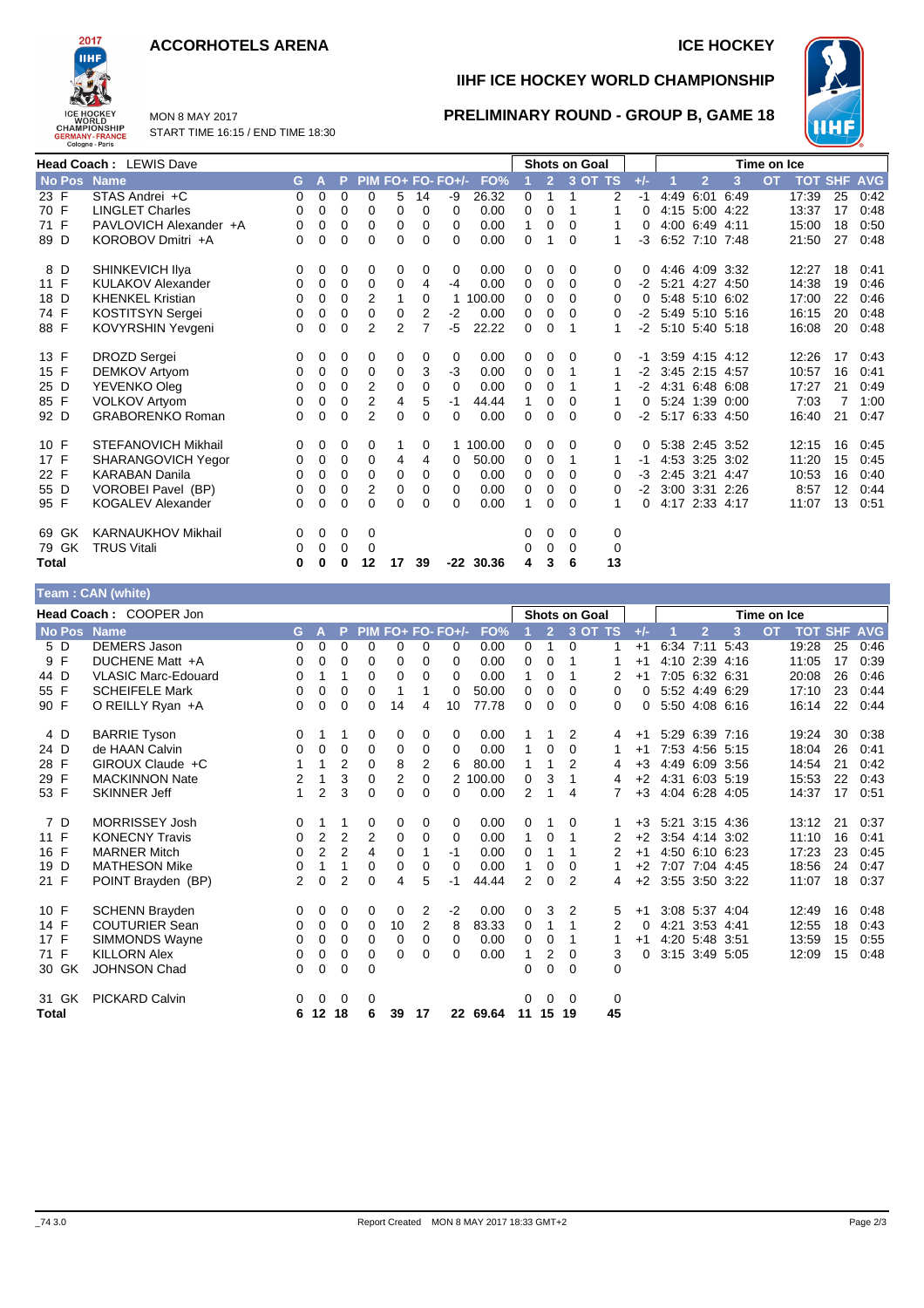# ACCORHOTELS ARENA

ICE HOCKEY

## IIHF ICE HOCKEY WORLD CHAMPIONSHIP

MON 8 MAY 2017
START TIME 16:15 / END TIME 18:30

## PRELIMINARY ROUND - GROUP B, GAME 18

**Head Coach :** LEWIS Dave

| No | Pos | Name | G | A | P | PIM | FO+ | FO- | FO+/- | FO% | Shots on Goal 1 | 2 | 3 | OT | TS | +/- | Time on Ice 1 | 2 | 3 | OT | TOT | SHF | AVG |
|---|---|---|---|---|---|---|---|---|---|---|---|---|---|---|---|---|---|---|---|---|---|---|---|
| 23 | F | STAS Andrei +C | 0 | 0 | 0 | 0 | 5 | 14 | -9 | 26.32 | 0 | 1 | 1 | | 2 | -1 | 4:49 | 6:01 | 6:49 | | 17:39 | 25 | 0:42 |
| 70 | F | LINGLET Charles | 0 | 0 | 0 | 0 | 0 | 0 | 0 | 0.00 | 0 | 0 | 1 | | 1 | 0 | 4:15 | 5:00 | 4:22 | | 13:37 | 17 | 0:48 |
| 71 | F | PAVLOVICH Alexander +A | 0 | 0 | 0 | 0 | 0 | 0 | 0 | 0.00 | 1 | 0 | 0 | | 1 | 0 | 4:00 | 6:49 | 4:11 | | 15:00 | 18 | 0:50 |
| 89 | D | KOROBOV Dmitri +A | 0 | 0 | 0 | 0 | 0 | 0 | 0 | 0.00 | 0 | 1 | 0 | | 1 | -3 | 6:52 | 7:10 | 7:48 | | 21:50 | 27 | 0:48 |
| 8 | D | SHINKEVICH Ilya | 0 | 0 | 0 | 0 | 0 | 0 | 0 | 0.00 | 0 | 0 | 0 | | 0 | 0 | 4:46 | 4:09 | 3:32 | | 12:27 | 18 | 0:41 |
| 11 | F | KULAKOV Alexander | 0 | 0 | 0 | 0 | 0 | 4 | -4 | 0.00 | 0 | 0 | 0 | | 0 | -2 | 5:21 | 4:27 | 4:50 | | 14:38 | 19 | 0:46 |
| 18 | D | KHENKEL Kristian | 0 | 0 | 0 | 2 | 1 | 0 | 1 | 100.00 | 0 | 0 | 0 | | 0 | 0 | 5:48 | 5:10 | 6:02 | | 17:00 | 22 | 0:46 |
| 74 | F | KOSTITSYN Sergei | 0 | 0 | 0 | 0 | 0 | 2 | -2 | 0.00 | 0 | 0 | 0 | | 0 | -2 | 5:49 | 5:10 | 5:16 | | 16:15 | 20 | 0:48 |
| 88 | F | KOVYRSHIN Yevgeni | 0 | 0 | 0 | 2 | 2 | 7 | -5 | 22.22 | 0 | 0 | 1 | | 1 | -2 | 5:10 | 5:40 | 5:18 | | 16:08 | 20 | 0:48 |
| 13 | F | DROZD Sergei | 0 | 0 | 0 | 0 | 0 | 0 | 0 | 0.00 | 0 | 0 | 0 | | 0 | -1 | 3:59 | 4:15 | 4:12 | | 12:26 | 17 | 0:43 |
| 15 | F | DEMKOV Artyom | 0 | 0 | 0 | 0 | 0 | 3 | -3 | 0.00 | 0 | 0 | 1 | | 1 | -2 | 3:45 | 2:15 | 4:57 | | 10:57 | 16 | 0:41 |
| 25 | D | YEVENKO Oleg | 0 | 0 | 0 | 2 | 0 | 0 | 0 | 0.00 | 0 | 0 | 1 | | 1 | -2 | 4:31 | 6:48 | 6:08 | | 17:27 | 21 | 0:49 |
| 85 | F | VOLKOV Artyom | 0 | 0 | 0 | 2 | 4 | 5 | -1 | 44.44 | 1 | 0 | 0 | | 1 | 0 | 5:24 | 1:39 | 0:00 | | 7:03 | 7 | 1:00 |
| 92 | D | GRABORENKO Roman | 0 | 0 | 0 | 2 | 0 | 0 | 0 | 0.00 | 0 | 0 | 0 | | 0 | -2 | 5:17 | 6:33 | 4:50 | | 16:40 | 21 | 0:47 |
| 10 | F | STEFANOVICH Mikhail | 0 | 0 | 0 | 0 | 1 | 0 | 1 | 100.00 | 0 | 0 | 0 | | 0 | 0 | 5:38 | 2:45 | 3:52 | | 12:15 | 16 | 0:45 |
| 17 | F | SHARANGOVICH Yegor | 0 | 0 | 0 | 0 | 4 | 4 | 0 | 50.00 | 0 | 0 | 1 | | 1 | -1 | 4:53 | 3:25 | 3:02 | | 11:20 | 15 | 0:45 |
| 22 | F | KARABAN Danila | 0 | 0 | 0 | 0 | 0 | 0 | 0 | 0.00 | 0 | 0 | 0 | | 0 | -3 | 2:45 | 3:21 | 4:47 | | 10:53 | 16 | 0:40 |
| 55 | D | VOROBEI Pavel (BP) | 0 | 0 | 0 | 2 | 0 | 0 | 0 | 0.00 | 0 | 0 | 0 | | 0 | -2 | 3:00 | 3:31 | 2:26 | | 8:57 | 12 | 0:44 |
| 95 | F | KOGALEV Alexander | 0 | 0 | 0 | 0 | 0 | 0 | 0 | 0.00 | 1 | 0 | 0 | | 1 | 0 | 4:17 | 2:33 | 4:17 | | 11:07 | 13 | 0:51 |
| 69 | GK | KARNAUKHOV Mikhail | 0 | 0 | 0 | 0 | | | | | 0 | 0 | 0 | | 0 | | | | | | | | |
| 79 | GK | TRUS Vitali | 0 | 0 | 0 | 0 | | | | | 0 | 0 | 0 | | 0 | | | | | | | | |
| **Total** | | | 0 | 0 | 0 | 12 | 17 | 39 | -22 | 30.36 | 4 | 3 | 6 | | 13 | | | | | | | | |

**Team : CAN (white)**

**Head Coach :** COOPER Jon

| No | Pos | Name | G | A | P | PIM | FO+ | FO- | FO+/- | FO% | Shots on Goal 1 | 2 | 3 | OT | TS | +/- | Time on Ice 1 | 2 | 3 | OT | TOT | SHF | AVG |
|---|---|---|---|---|---|---|---|---|---|---|---|---|---|---|---|---|---|---|---|---|---|---|---|
| 5 | D | DEMERS Jason | 0 | 0 | 0 | 0 | 0 | 0 | 0 | 0.00 | 0 | 1 | 0 | | 1 | +1 | 6:34 | 7:11 | 5:43 | | 19:28 | 25 | 0:46 |
| 9 | F | DUCHENE Matt +A | 0 | 0 | 0 | 0 | 0 | 0 | 0 | 0.00 | 0 | 0 | 1 | | 1 | +1 | 4:10 | 2:39 | 4:16 | | 11:05 | 17 | 0:39 |
| 44 | D | VLASIC Marc-Edouard | 0 | 1 | 1 | 0 | 0 | 0 | 0 | 0.00 | 1 | 0 | 1 | | 2 | +1 | 7:05 | 6:32 | 6:31 | | 20:08 | 26 | 0:46 |
| 55 | F | SCHEIFELE Mark | 0 | 0 | 0 | 0 | 1 | 1 | 0 | 50.00 | 0 | 0 | 0 | | 0 | 0 | 5:52 | 4:49 | 6:29 | | 17:10 | 23 | 0:44 |
| 90 | F | O REILLY Ryan +A | 0 | 0 | 0 | 0 | 14 | 4 | 10 | 77.78 | 0 | 0 | 0 | | 0 | 0 | 5:50 | 4:08 | 6:16 | | 16:14 | 22 | 0:44 |
| 4 | D | BARRIE Tyson | 0 | 1 | 1 | 0 | 0 | 0 | 0 | 0.00 | 1 | 1 | 2 | | 4 | +1 | 5:29 | 6:39 | 7:16 | | 19:24 | 30 | 0:38 |
| 24 | D | de HAAN Calvin | 0 | 0 | 0 | 0 | 0 | 0 | 0 | 0.00 | 1 | 0 | 0 | | 1 | +1 | 7:53 | 4:56 | 5:15 | | 18:04 | 26 | 0:41 |
| 28 | F | GIROUX Claude +C | 1 | 1 | 2 | 0 | 8 | 2 | 6 | 80.00 | 1 | 1 | 2 | | 4 | +3 | 4:49 | 6:09 | 3:56 | | 14:54 | 21 | 0:42 |
| 29 | F | MACKINNON Nate | 2 | 1 | 3 | 0 | 2 | 0 | 2 | 100.00 | 0 | 3 | 1 | | 4 | +2 | 4:31 | 6:03 | 5:19 | | 15:53 | 22 | 0:43 |
| 53 | F | SKINNER Jeff | 1 | 2 | 3 | 0 | 0 | 0 | 0 | 0.00 | 2 | 1 | 4 | | 7 | +3 | 4:04 | 6:28 | 4:05 | | 14:37 | 17 | 0:51 |
| 7 | D | MORRISSEY Josh | 0 | 1 | 1 | 0 | 0 | 0 | 0 | 0.00 | 0 | 1 | 0 | | 1 | +3 | 5:21 | 3:15 | 4:36 | | 13:12 | 21 | 0:37 |
| 11 | F | KONECNY Travis | 0 | 2 | 2 | 2 | 0 | 0 | 0 | 0.00 | 1 | 0 | 1 | | 2 | +2 | 3:54 | 4:14 | 3:02 | | 11:10 | 16 | 0:41 |
| 16 | F | MARNER Mitch | 0 | 2 | 2 | 4 | 0 | 1 | -1 | 0.00 | 0 | 1 | 1 | | 2 | +1 | 4:50 | 6:10 | 6:23 | | 17:23 | 23 | 0:45 |
| 19 | D | MATHESON Mike | 0 | 1 | 1 | 0 | 0 | 0 | 0 | 0.00 | 1 | 0 | 0 | | 1 | +2 | 7:07 | 7:04 | 4:45 | | 18:56 | 24 | 0:47 |
| 21 | F | POINT Brayden (BP) | 2 | 0 | 2 | 0 | 4 | 5 | -1 | 44.44 | 2 | 0 | 2 | | 4 | +2 | 3:55 | 3:50 | 3:22 | | 11:07 | 18 | 0:37 |
| 10 | F | SCHENN Brayden | 0 | 0 | 0 | 0 | 0 | 2 | -2 | 0.00 | 0 | 3 | 2 | | 5 | +1 | 3:08 | 5:37 | 4:04 | | 12:49 | 16 | 0:48 |
| 14 | F | COUTURIER Sean | 0 | 0 | 0 | 0 | 10 | 2 | 8 | 83.33 | 0 | 1 | 1 | | 2 | 0 | 4:21 | 3:53 | 4:41 | | 12:55 | 18 | 0:43 |
| 17 | F | SIMMONDS Wayne | 0 | 0 | 0 | 0 | 0 | 0 | 0 | 0.00 | 0 | 0 | 1 | | 1 | +1 | 4:20 | 5:48 | 3:51 | | 13:59 | 15 | 0:55 |
| 71 | F | KILLORN Alex | 0 | 0 | 0 | 0 | 0 | 0 | 0 | 0.00 | 1 | 2 | 0 | | 3 | 0 | 3:15 | 3:49 | 5:05 | | 12:09 | 15 | 0:48 |
| 30 | GK | JOHNSON Chad | 0 | 0 | 0 | 0 | | | | | 0 | 0 | 0 | | 0 | | | | | | | | |
| 31 | GK | PICKARD Calvin | 0 | 0 | 0 | 0 | | | | | 0 | 0 | 0 | | 0 | | | | | | | | |
| **Total** | | | 6 | 12 | 18 | 6 | 39 | 17 | 22 | 69.64 | 11 | 15 | 19 | | 45 | | | | | | | | |

_74 3.0 Report Created MON 8 MAY 2017 18:33 GMT+2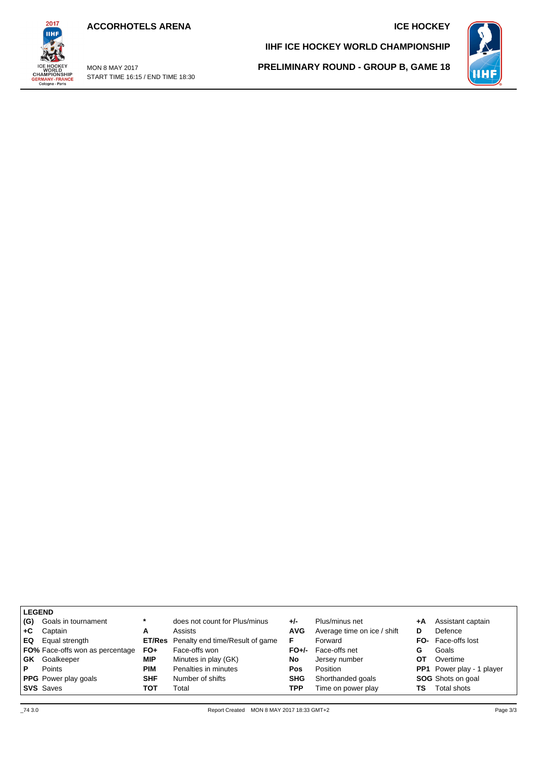# ACCORHOTELS ARENA

## ICE HOCKEY

## IIHF ICE HOCKEY WORLD CHAMPIONSHIP

## PRELIMINARY ROUND - GROUP B, GAME 18

MON 8 MAY 2017
START TIME 16:15 / END TIME 18:30

**LEGEND**

| | | | | | | | |
|---|---|---|---|---|---|---|---|
| **(G)** | Goals in tournament | **\*** | does not count for Plus/minus | **+/-** | Plus/minus net | **+A** | Assistant captain |
| **+C** | Captain | **A** | Assists | **AVG** | Average time on ice / shift | **D** | Defence |
| **EQ** | Equal strength | **ET/Res** | Penalty end time/Result of game | **F** | Forward | **FO-** | Face-offs lost |
| **FO%** | Face-offs won as percentage | **FO+** | Face-offs won | **FO+/-** | Face-offs net | **G** | Goals |
| **GK** | Goalkeeper | **MIP** | Minutes in play (GK) | **No** | Jersey number | **OT** | Overtime |
| **P** | Points | **PIM** | Penalties in minutes | **Pos** | Position | **PP1** | Power play - 1 player |
| **PPG** | Power play goals | **SHF** | Number of shifts | **SHG** | Shorthanded goals | **SOG** | Shots on goal |
| **SVS** | Saves | **TOT** | Total | **TPP** | Time on power play | **TS** | Total shots |

_74 3.0 Report Created MON 8 MAY 2017 18:33 GMT+2